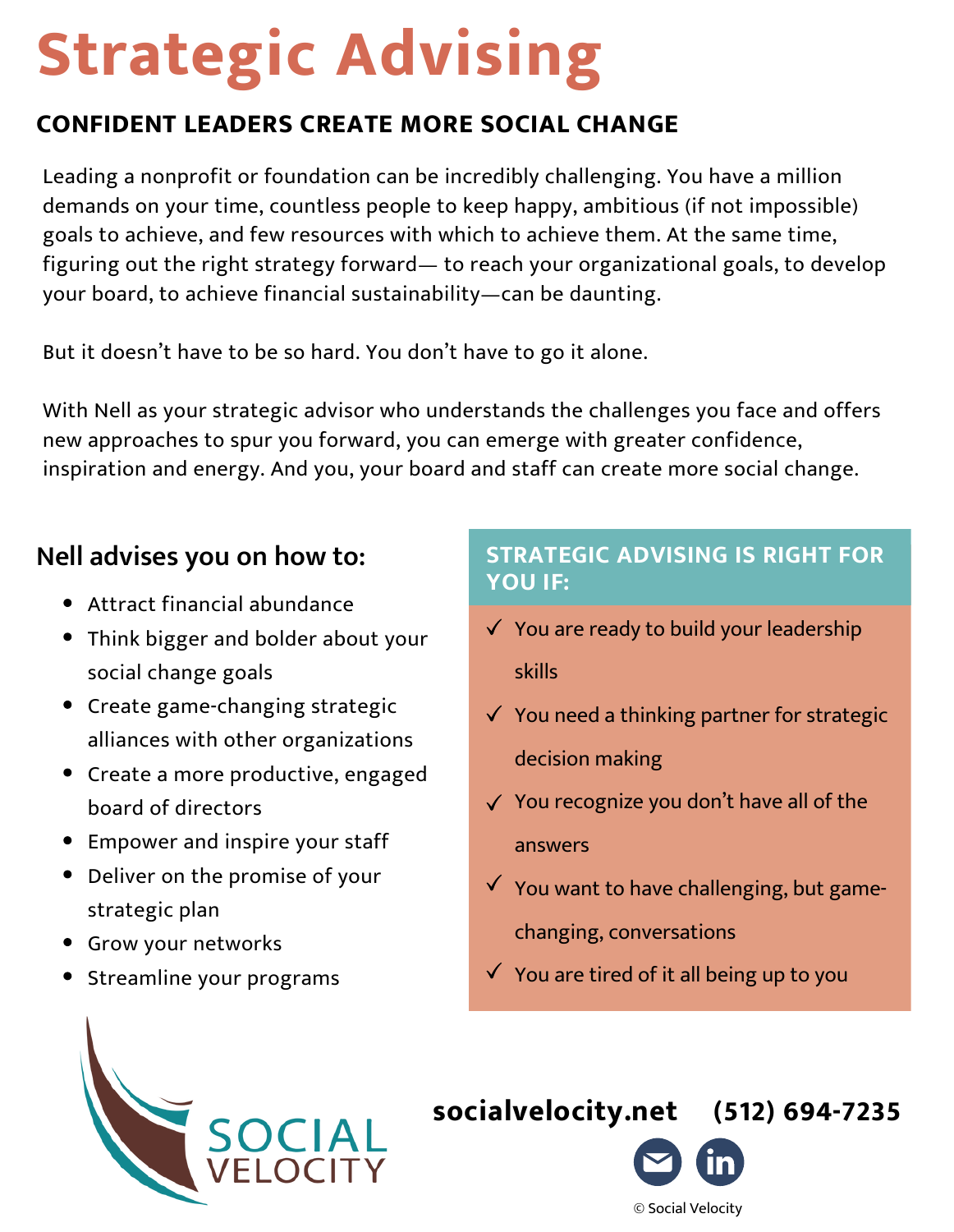# Strategic Advising

## CONFIDENT LEADERS CREATE MORE SOCIAL CHANGE

Leading a nonprofit or foundation can be incredibly challenging. You have a million demands on your time, countless people to keep happy, ambitious (if not impossible) goals to achieve, and few resources with which to achieve them. At the same time, figuring out the right strategy forward— to reach your organizational goals, to develop your board, to achieve financial sustainability—can be daunting.

But it doesn't have to be so hard. You don't have to go it alone.

With Nell as your strategic advisor who understands the challenges you face and offers new approaches to spur you forward, you can emerge with greater confidence, inspiration and energy. And you, your board and staff can create more social change.

### Nell advises you on how to:

- Attract financial abundance
- Think bigger and bolder about your social change goals
- Create game-changing strategic alliances with other organizations
- Create a more productive, engaged board of directors
- Empower and inspire your staff
- Deliver on the promise of your strategic plan
- Grow your networks
- Streamline your programs

### STRATEGIC ADVISING IS RIGHT FOR YOU IF:

✓ You are ready to build your leadership skills

✓ You need a thinking partner for strategic decision making

✓ You recognize you don't have all of the answers

✓ You want to have challenging, but game-changing, conversations

✓ You are tired of it all being up to you

SOCIAL VELOCITY

**socialvelocity.net** **(512) 694-7235**

© Social Velocity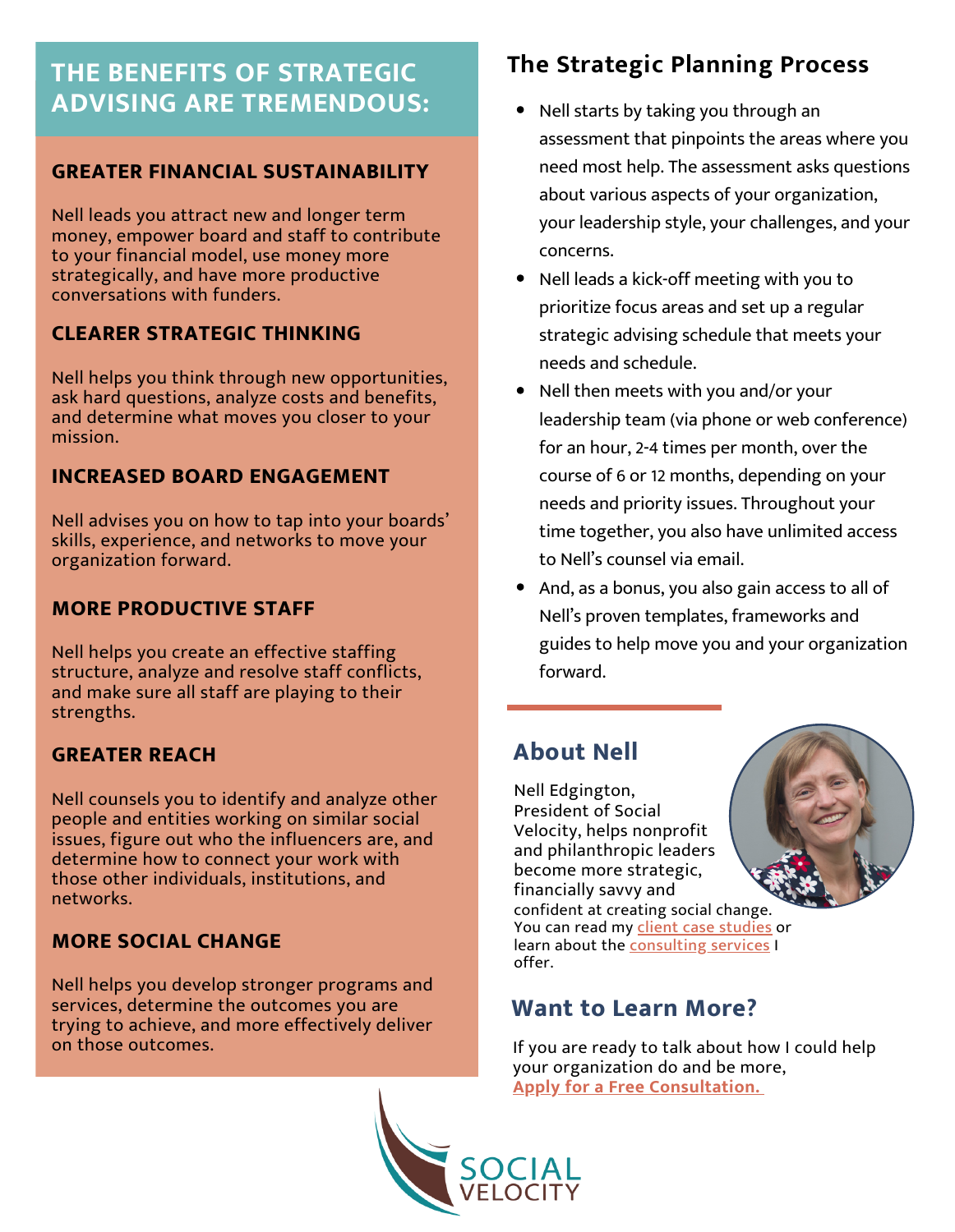## THE BENEFITS OF STRATEGIC ADVISING ARE TREMENDOUS:

### GREATER FINANCIAL SUSTAINABILITY

Nell leads you attract new and longer term money, empower board and staff to contribute to your financial model, use money more strategically, and have more productive conversations with funders.

### CLEARER STRATEGIC THINKING

Nell helps you think through new opportunities, ask hard questions, analyze costs and benefits, and determine what moves you closer to your mission.

### INCREASED BOARD ENGAGEMENT

Nell advises you on how to tap into your boards' skills, experience, and networks to move your organization forward.

### MORE PRODUCTIVE STAFF

Nell helps you create an effective staffing structure, analyze and resolve staff conflicts, and make sure all staff are playing to their strengths.

### GREATER REACH

Nell counsels you to identify and analyze other people and entities working on similar social issues, figure out who the influencers are, and determine how to connect your work with those other individuals, institutions, and networks.

### MORE SOCIAL CHANGE

Nell helps you develop stronger programs and services, determine the outcomes you are trying to achieve, and more effectively deliver on those outcomes.

## The Strategic Planning Process

- Nell starts by taking you through an assessment that pinpoints the areas where you need most help. The assessment asks questions about various aspects of your organization, your leadership style, your challenges, and your concerns.
- Nell leads a kick-off meeting with you to prioritize focus areas and set up a regular strategic advising schedule that meets your needs and schedule.
- Nell then meets with you and/or your leadership team (via phone or web conference) for an hour, 2-4 times per month, over the course of 6 or 12 months, depending on your needs and priority issues. Throughout your time together, you also have unlimited access to Nell's counsel via email.
- And, as a bonus, you also gain access to all of Nell's proven templates, frameworks and guides to help move you and your organization forward.

## About Nell

Nell Edgington, President of Social Velocity, helps nonprofit and philanthropic leaders become more strategic, financially savvy and confident at creating social change. You can read my client case studies or learn about the consulting services I offer.

## Want to Learn More?

If you are ready to talk about how I could help your organization do and be more, **Apply for a Free Consultation.**

SOCIAL VELOCITY